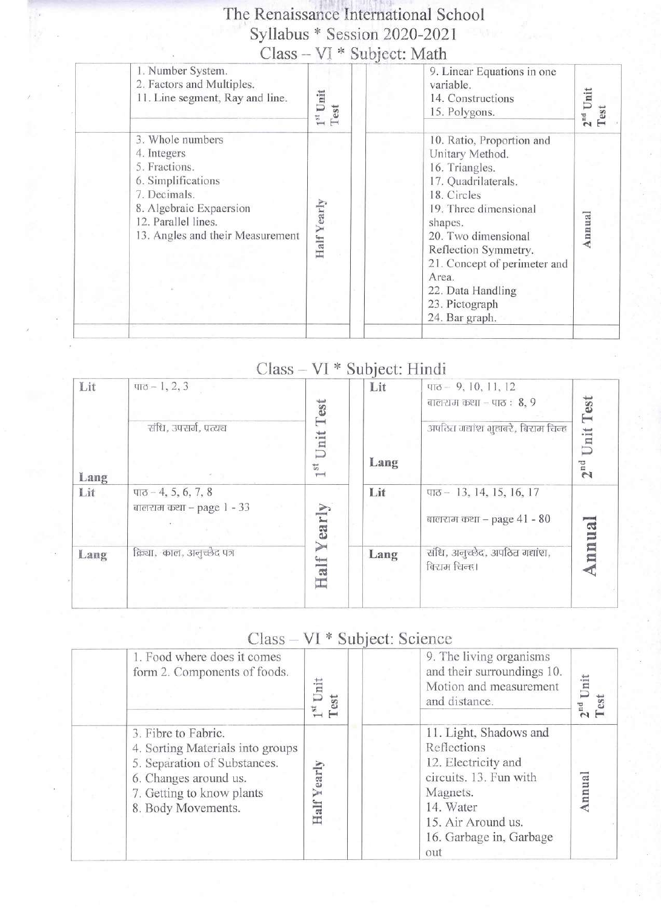# The Renaissance International School

## Syllabus * Session 2020-2021

### Class – VI * Subject: Math

| | | | | | |
|---|---|---|---|---|---|
| | 1. Number System.<br>2. Factors and Multiples.<br>11. Line segment, Ray and line. | 1st Unit Test | | 9. Linear Equations in one variable.<br>14. Constructions<br>15. Polygons. | 2nd Unit Test |
| | 3. Whole numbers<br>4. Integers<br>5. Fractions.<br>6. Simplifications<br>7. Decimals.<br>8. Algebraic Expaersion<br>12. Parallel lines.<br>13. Angles and their Measurement | Half Yearly | | 10. Ratio, Proportion and Unitary Method.<br>16. Triangles.<br>17. Quadrilaterals.<br>18. Circles<br>19. Three dimensional shapes.<br>20. Two dimensional Reflection Symmetry.<br>21. Concept of perimeter and Area.<br>22. Data Handling<br>23. Pictograph<br>24. Bar graph. | Annual |

### Class – VI * Subject: Hindi

| | | | | | |
|---|---|---|---|---|---|
| Lit | पाठ – 1, 2, 3 | 1st Unit Test | Lit | पाठ – 9, 10, 11, 12<br>बालराम कथा – पाठ : 8, 9 | 2nd Unit Test |
| Lang | संधि, उपसर्ग, प्रत्यय | | Lang | अपठित गद्यांश मुहावरे, विराम चिन्ह | |
| Lit | पाठ – 4, 5, 6, 7, 8<br>बालराम कथा – page 1 - 33 | Half Yearly | Lit | पाठ – 13, 14, 15, 16, 17<br>बालराम कथा – page 41 - 80 | Annual |
| Lang | क्रिया, काल, अनुच्छेद पत्र | | Lang | संधि, अनुच्छेद, अपठित गद्यांश, विराम चिन्ह। | |

### Class – VI * Subject: Science

| | | | | | |
|---|---|---|---|---|---|
| | 1. Food where does it comes form 2. Components of foods. | 1st Unit Test | | 9. The living organisms and their surroundings 10. Motion and measurement and distance. | 2nd Unit Test |
| | 3. Fibre to Fabric.<br>4. Sorting Materials into groups<br>5. Separation of Substances.<br>6. Changes around us.<br>7. Getting to know plants<br>8. Body Movements. | Half Yearly | | 11. Light, Shadows and Reflections<br>12. Electricity and circuits. 13. Fun with Magnets.<br>14. Water<br>15. Air Around us.<br>16. Garbage in, Garbage out | Annual |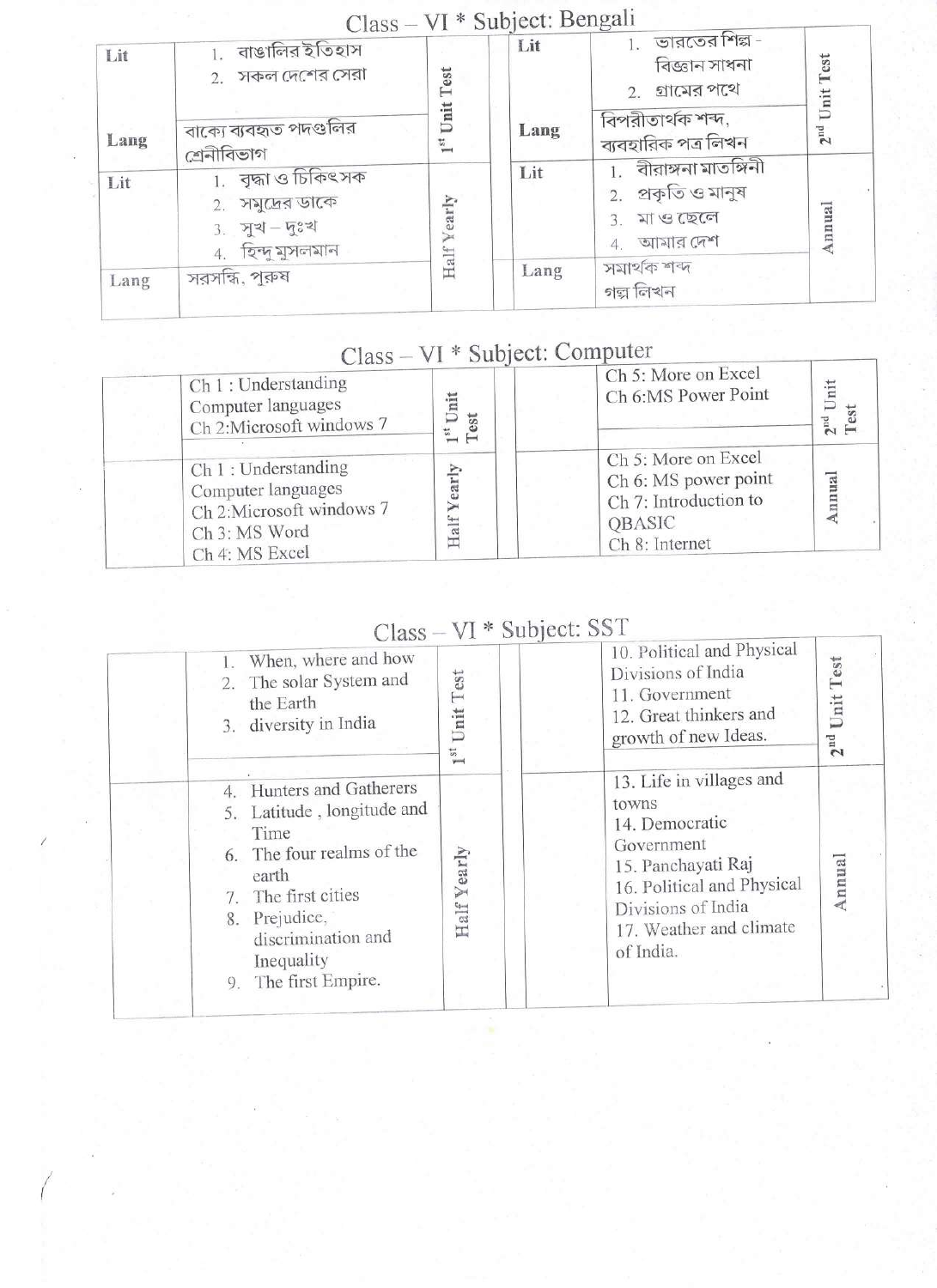## Class – VI * Subject: Bengali

| | | | | | |
|---|---|---|---|---|---|
| Lit | 1. বাঙালির ইতিহাস<br>2. সকল দেশের সেরা | 1st Unit Test | Lit | 1. ভারতের শিল্প - বিজ্ঞান সাধনা<br>2. গ্রামের পথে | 2nd Unit Test |
| Lang | বাক্যে ব্যবহৃত পদগুলির শ্রেনীবিভাগ | | Lang | বিপরীতার্থক শব্দ, ব্যবহারিক পত্র লিখন | |
| Lit | 1. বৃদ্ধা ও চিকিৎসক<br>2. সমুদ্রের ডাকে<br>3. সুখ – দুঃখ<br>4. হিন্দু মুসলমান | Half Yearly | Lit | 1. বীরাঙ্গনা মাতঙ্গিনী<br>2. প্রকৃতি ও মানুষ<br>3. মা ও ছেলে<br>4. আমার দেশ | Annual |
| Lang | সরসন্ধি, পুরুষ | | Lang | সমার্থক শব্দ<br>গল্প লিখন | |

## Class – VI * Subject: Computer

| | | | | | |
|---|---|---|---|---|---|
| | Ch 1 : Understanding Computer languages<br>Ch 2:Microsoft windows 7 | 1st Unit Test | | Ch 5: More on Excel<br>Ch 6:MS Power Point | 2nd Unit Test |
| | Ch 1 : Understanding Computer languages<br>Ch 2:Microsoft windows 7<br>Ch 3: MS Word<br>Ch 4: MS Excel | Half Yearly | | Ch 5: More on Excel<br>Ch 6: MS power point<br>Ch 7: Introduction to QBASIC<br>Ch 8: Internet | Annual |

## Class – VI * Subject: SST

| | | | | | |
|---|---|---|---|---|---|
| | 1. When, where and how<br>2. The solar System and the Earth<br>3. diversity in India | 1st Unit Test | | 10. Political and Physical Divisions of India<br>11. Government<br>12. Great thinkers and growth of new Ideas. | 2nd Unit Test |
| | 4. Hunters and Gatherers<br>5. Latitude , longitude and Time<br>6. The four realms of the earth<br>7. The first cities<br>8. Prejudice, discrimination and Inequality<br>9. The first Empire. | Half Yearly | | 13. Life in villages and towns<br>14. Democratic Government<br>15. Panchayati Raj<br>16. Political and Physical Divisions of India<br>17. Weather and climate of India. | Annual |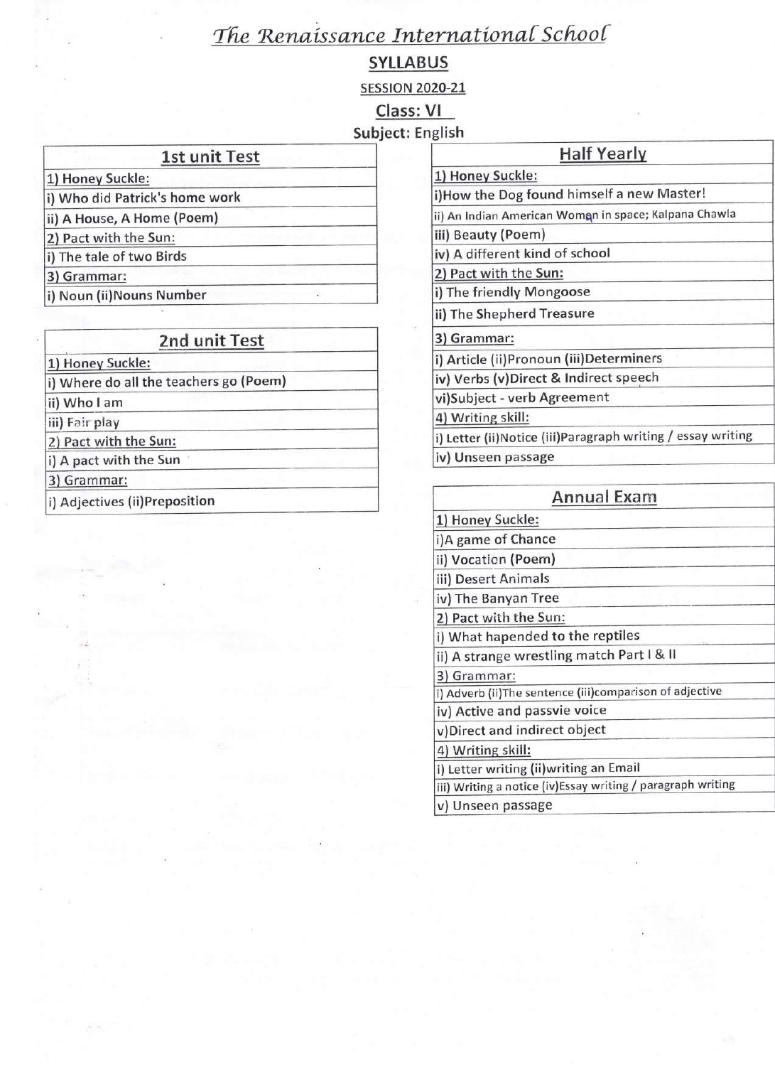# *The Renaissance International School*

## SYLLABUS

### SESSION 2020-21

### Class: VI

**Subject:** English

| 1st unit Test |
|---|
| 1) Honey Suckle: |
| i) Who did Patrick's home work |
| ii) A House, A Home (Poem) |
| 2) Pact with the Sun: |
| i) The tale of two Birds |
| 3) Grammar: |
| i) Noun (ii)Nouns Number |

| 2nd unit Test |
|---|
| 1) Honey Suckle: |
| i) Where do all the teachers go (Poem) |
| ii) Who I am |
| iii) Fair play |
| 2) Pact with the Sun: |
| i) A pact with the Sun |
| 3) Grammar: |
| i) Adjectives (ii)Preposition |

| Half Yearly |
|---|
| 1) Honey Suckle: |
| i)How the Dog found himself a new Master! |
| ii) An Indian American Woman in space; Kalpana Chawla |
| iii) Beauty (Poem) |
| iv) A different kind of school |
| 2) Pact with the Sun: |
| i) The friendly Mongoose |
| ii) The Shepherd Treasure |
| 3) Grammar: |
| i) Article (ii)Pronoun (iii)Determiners |
| iv) Verbs (v)Direct & Indirect speech |
| vi)Subject - verb Agreement |
| 4) Writing skill: |
| i) Letter (ii)Notice (iii)Paragraph writing / essay writing |
| iv) Unseen passage |

| Annual Exam |
|---|
| 1) Honey Suckle: |
| i)A game of Chance |
| ii) Vocation (Poem) |
| iii) Desert Animals |
| iv) The Banyan Tree |
| 2) Pact with the Sun: |
| i) What hapended to the reptiles |
| ii) A strange wrestling match Part I & II |
| 3) Grammar: |
| i) Adverb (ii)The sentence (iii)comparison of adjective |
| iv) Active and passvie voice |
| v)Direct and indirect object |
| 4) Writing skill: |
| i) Letter writing (ii)writing an Email |
| iii) Writing a notice (iv)Essay writing / paragraph writing |
| v) Unseen passage |